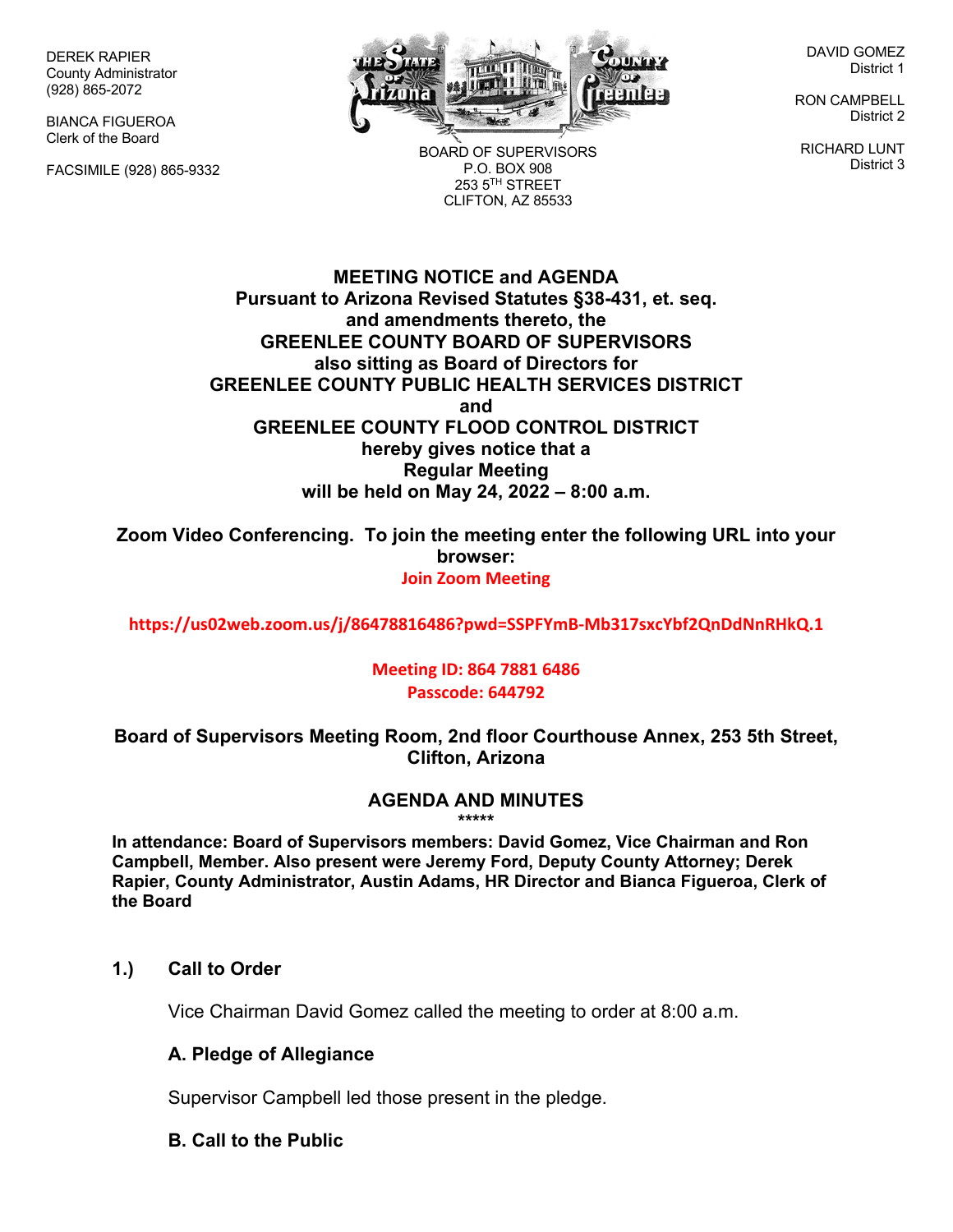DEREK RAPIER
County Administrator
(928) 865-2072

BIANCA FIGUEROA
Clerk of the Board

FACSIMILE (928) 865-9332

BOARD OF SUPERVISORS
P.O. BOX 908
253 5TH STREET
CLIFTON, AZ 85533

DAVID GOMEZ
District 1

RON CAMPBELL
District 2

RICHARD LUNT
District 3

**MEETING NOTICE and AGENDA**
**Pursuant to Arizona Revised Statutes §38-431, et. seq.**
**and amendments thereto, the**
**GREENLEE COUNTY BOARD OF SUPERVISORS**
**also sitting as Board of Directors for**
**GREENLEE COUNTY PUBLIC HEALTH SERVICES DISTRICT**
**and**
**GREENLEE COUNTY FLOOD CONTROL DISTRICT**
**hereby gives notice that a**
**Regular Meeting**
**will be held on May 24, 2022 – 8:00 a.m.**

**Zoom Video Conferencing. To join the meeting enter the following URL into your browser:**

**Join Zoom Meeting**

**https://us02web.zoom.us/j/86478816486?pwd=SSPFYmB-Mb317sxcYbf2QnDdNnRHkQ.1**

**Meeting ID: 864 7881 6486**
**Passcode: 644792**

**Board of Supervisors Meeting Room, 2nd floor Courthouse Annex, 253 5th Street, Clifton, Arizona**

## AGENDA AND MINUTES

*****

**In attendance: Board of Supervisors members: David Gomez, Vice Chairman and Ron Campbell, Member. Also present were Jeremy Ford, Deputy County Attorney; Derek Rapier, County Administrator, Austin Adams, HR Director and Bianca Figueroa, Clerk of the Board**

### 1.) Call to Order

Vice Chairman David Gomez called the meeting to order at 8:00 a.m.

#### A. Pledge of Allegiance

Supervisor Campbell led those present in the pledge.

#### B. Call to the Public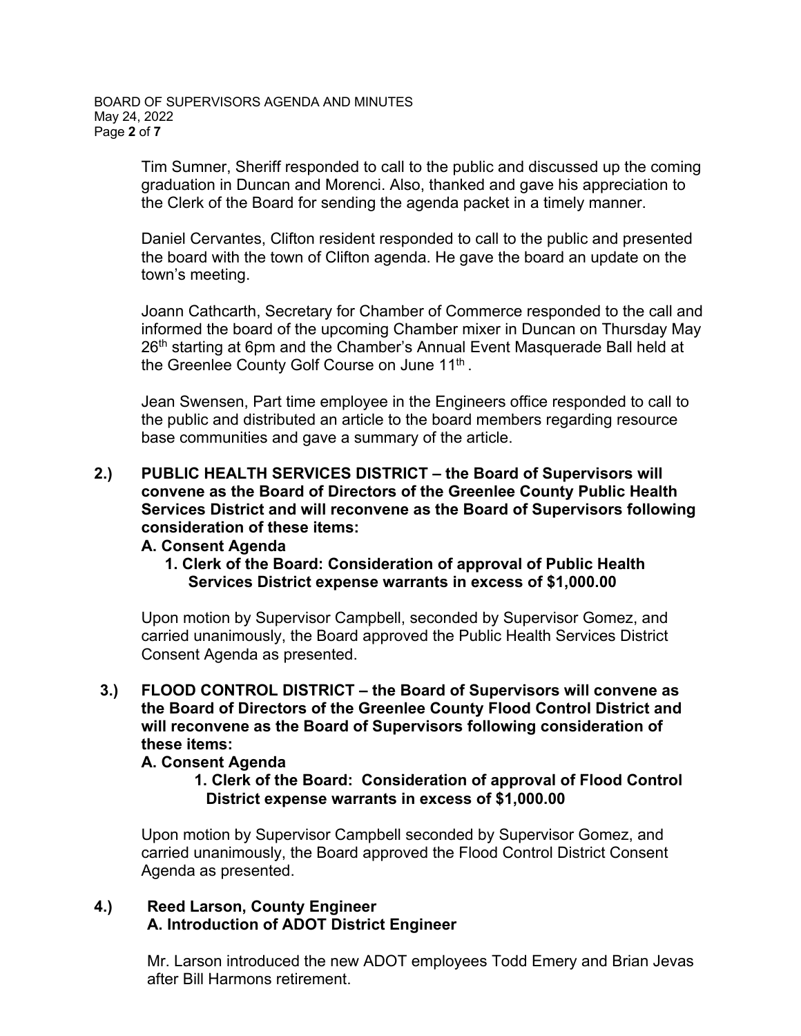Tim Sumner, Sheriff responded to call to the public and discussed up the coming graduation in Duncan and Morenci. Also, thanked and gave his appreciation to the Clerk of the Board for sending the agenda packet in a timely manner.

Daniel Cervantes, Clifton resident responded to call to the public and presented the board with the town of Clifton agenda. He gave the board an update on the town's meeting.

Joann Cathcarth, Secretary for Chamber of Commerce responded to the call and informed the board of the upcoming Chamber mixer in Duncan on Thursday May 26th starting at 6pm and the Chamber's Annual Event Masquerade Ball held at the Greenlee County Golf Course on June 11th .

Jean Swensen, Part time employee in the Engineers office responded to call to the public and distributed an article to the board members regarding resource base communities and gave a summary of the article.

**2.) PUBLIC HEALTH SERVICES DISTRICT – the Board of Supervisors will convene as the Board of Directors of the Greenlee County Public Health Services District and will reconvene as the Board of Supervisors following consideration of these items:**

**A. Consent Agenda**

**1. Clerk of the Board: Consideration of approval of Public Health Services District expense warrants in excess of $1,000.00**

Upon motion by Supervisor Campbell, seconded by Supervisor Gomez, and carried unanimously, the Board approved the Public Health Services District Consent Agenda as presented.

**3.) FLOOD CONTROL DISTRICT – the Board of Supervisors will convene as the Board of Directors of the Greenlee County Flood Control District and will reconvene as the Board of Supervisors following consideration of these items:**

**A. Consent Agenda**

**1. Clerk of the Board: Consideration of approval of Flood Control District expense warrants in excess of $1,000.00**

Upon motion by Supervisor Campbell seconded by Supervisor Gomez, and carried unanimously, the Board approved the Flood Control District Consent Agenda as presented.

**4.) Reed Larson, County Engineer**

**A. Introduction of ADOT District Engineer**

Mr. Larson introduced the new ADOT employees Todd Emery and Brian Jevas after Bill Harmons retirement.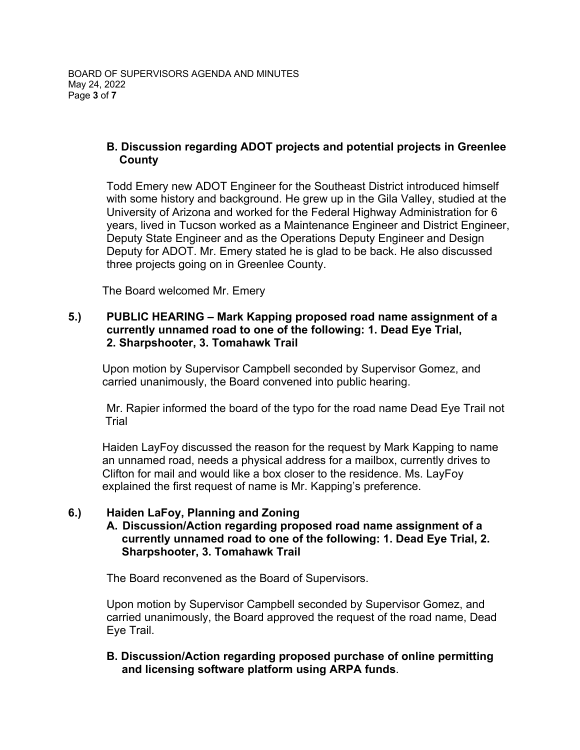**B. Discussion regarding ADOT projects and potential projects in Greenlee County**

Todd Emery new ADOT Engineer for the Southeast District introduced himself with some history and background. He grew up in the Gila Valley, studied at the University of Arizona and worked for the Federal Highway Administration for 6 years, lived in Tucson worked as a Maintenance Engineer and District Engineer, Deputy State Engineer and as the Operations Deputy Engineer and Design Deputy for ADOT. Mr. Emery stated he is glad to be back. He also discussed three projects going on in Greenlee County.

The Board welcomed Mr. Emery

**5.) PUBLIC HEARING – Mark Kapping proposed road name assignment of a currently unnamed road to one of the following: 1. Dead Eye Trial, 2. Sharpshooter, 3. Tomahawk Trail**

Upon motion by Supervisor Campbell seconded by Supervisor Gomez, and carried unanimously, the Board convened into public hearing.

Mr. Rapier informed the board of the typo for the road name Dead Eye Trail not Trial

Haiden LayFoy discussed the reason for the request by Mark Kapping to name an unnamed road, needs a physical address for a mailbox, currently drives to Clifton for mail and would like a box closer to the residence. Ms. LayFoy explained the first request of name is Mr. Kapping's preference.

**6.) Haiden LaFoy, Planning and Zoning**

**A. Discussion/Action regarding proposed road name assignment of a currently unnamed road to one of the following: 1. Dead Eye Trial, 2. Sharpshooter, 3. Tomahawk Trail**

The Board reconvened as the Board of Supervisors.

Upon motion by Supervisor Campbell seconded by Supervisor Gomez, and carried unanimously, the Board approved the request of the road name, Dead Eye Trail.

**B. Discussion/Action regarding proposed purchase of online permitting and licensing software platform using ARPA funds**.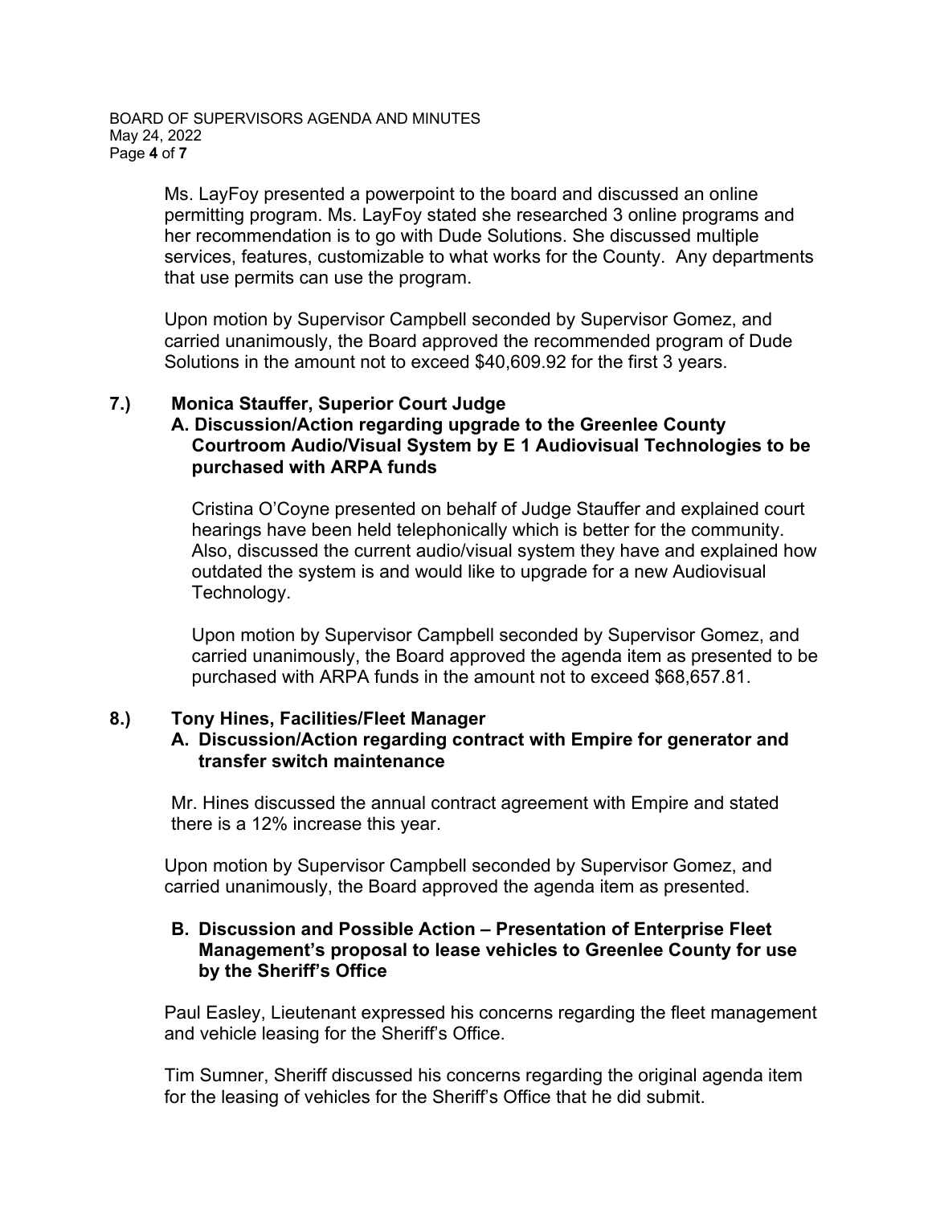Ms. LayFoy presented a powerpoint to the board and discussed an online permitting program. Ms. LayFoy stated she researched 3 online programs and her recommendation is to go with Dude Solutions. She discussed multiple services, features, customizable to what works for the County. Any departments that use permits can use the program.

Upon motion by Supervisor Campbell seconded by Supervisor Gomez, and carried unanimously, the Board approved the recommended program of Dude Solutions in the amount not to exceed $40,609.92 for the first 3 years.

**7.) Monica Stauffer, Superior Court Judge**

**A. Discussion/Action regarding upgrade to the Greenlee County Courtroom Audio/Visual System by E 1 Audiovisual Technologies to be purchased with ARPA funds**

Cristina O'Coyne presented on behalf of Judge Stauffer and explained court hearings have been held telephonically which is better for the community. Also, discussed the current audio/visual system they have and explained how outdated the system is and would like to upgrade for a new Audiovisual Technology.

Upon motion by Supervisor Campbell seconded by Supervisor Gomez, and carried unanimously, the Board approved the agenda item as presented to be purchased with ARPA funds in the amount not to exceed $68,657.81.

**8.) Tony Hines, Facilities/Fleet Manager**

**A. Discussion/Action regarding contract with Empire for generator and transfer switch maintenance**

Mr. Hines discussed the annual contract agreement with Empire and stated there is a 12% increase this year.

Upon motion by Supervisor Campbell seconded by Supervisor Gomez, and carried unanimously, the Board approved the agenda item as presented.

**B. Discussion and Possible Action – Presentation of Enterprise Fleet Management's proposal to lease vehicles to Greenlee County for use by the Sheriff's Office**

Paul Easley, Lieutenant expressed his concerns regarding the fleet management and vehicle leasing for the Sheriff's Office.

Tim Sumner, Sheriff discussed his concerns regarding the original agenda item for the leasing of vehicles for the Sheriff's Office that he did submit.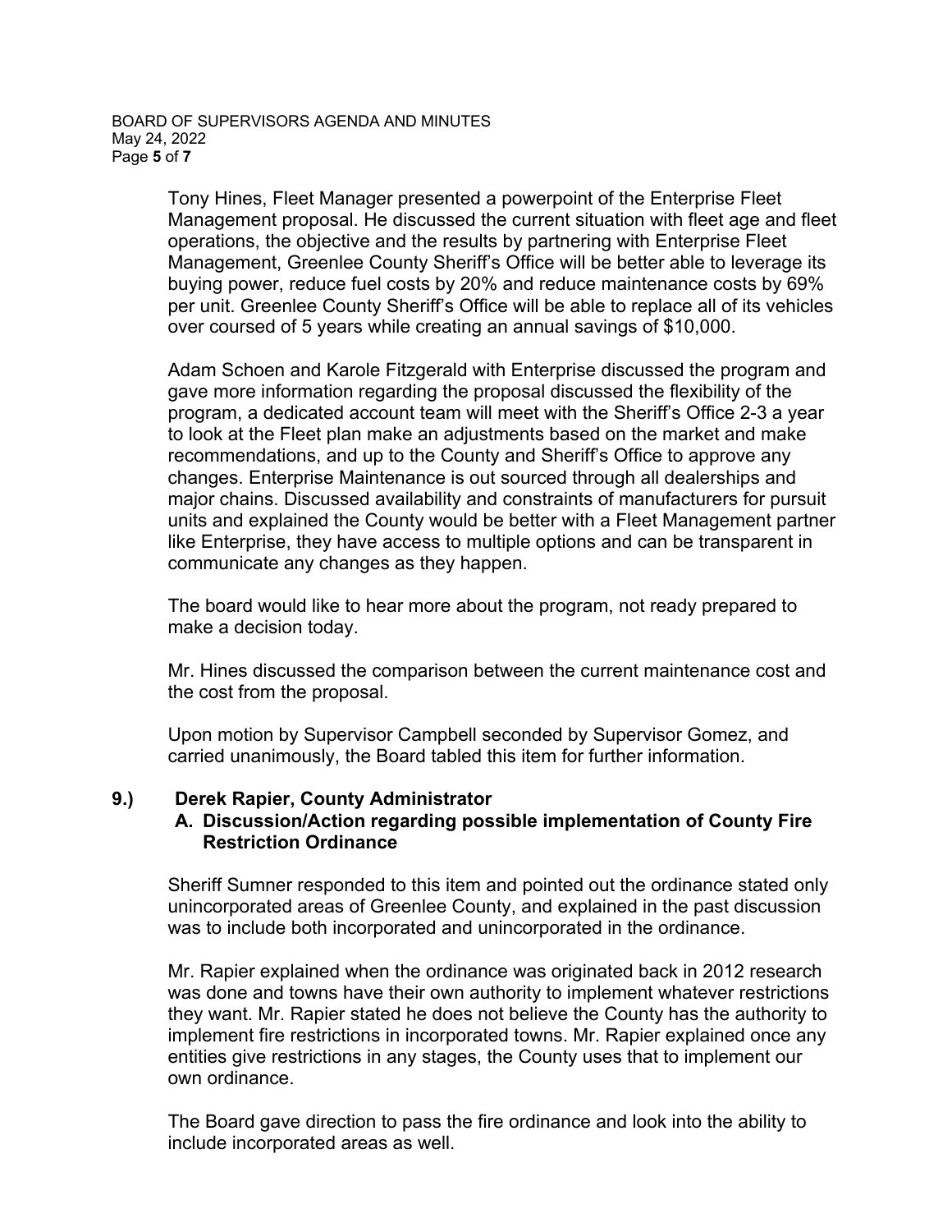Tony Hines, Fleet Manager presented a powerpoint of the Enterprise Fleet Management proposal. He discussed the current situation with fleet age and fleet operations, the objective and the results by partnering with Enterprise Fleet Management, Greenlee County Sheriff's Office will be better able to leverage its buying power, reduce fuel costs by 20% and reduce maintenance costs by 69% per unit. Greenlee County Sheriff's Office will be able to replace all of its vehicles over coursed of 5 years while creating an annual savings of $10,000.

Adam Schoen and Karole Fitzgerald with Enterprise discussed the program and gave more information regarding the proposal discussed the flexibility of the program, a dedicated account team will meet with the Sheriff's Office 2-3 a year to look at the Fleet plan make an adjustments based on the market and make recommendations, and up to the County and Sheriff's Office to approve any changes. Enterprise Maintenance is out sourced through all dealerships and major chains. Discussed availability and constraints of manufacturers for pursuit units and explained the County would be better with a Fleet Management partner like Enterprise, they have access to multiple options and can be transparent in communicate any changes as they happen.

The board would like to hear more about the program, not ready prepared to make a decision today.

Mr. Hines discussed the comparison between the current maintenance cost and the cost from the proposal.

Upon motion by Supervisor Campbell seconded by Supervisor Gomez, and carried unanimously, the Board tabled this item for further information.

**9.) Derek Rapier, County Administrator**

**A. Discussion/Action regarding possible implementation of County Fire Restriction Ordinance**

Sheriff Sumner responded to this item and pointed out the ordinance stated only unincorporated areas of Greenlee County, and explained in the past discussion was to include both incorporated and unincorporated in the ordinance.

Mr. Rapier explained when the ordinance was originated back in 2012 research was done and towns have their own authority to implement whatever restrictions they want. Mr. Rapier stated he does not believe the County has the authority to implement fire restrictions in incorporated towns. Mr. Rapier explained once any entities give restrictions in any stages, the County uses that to implement our own ordinance.

The Board gave direction to pass the fire ordinance and look into the ability to include incorporated areas as well.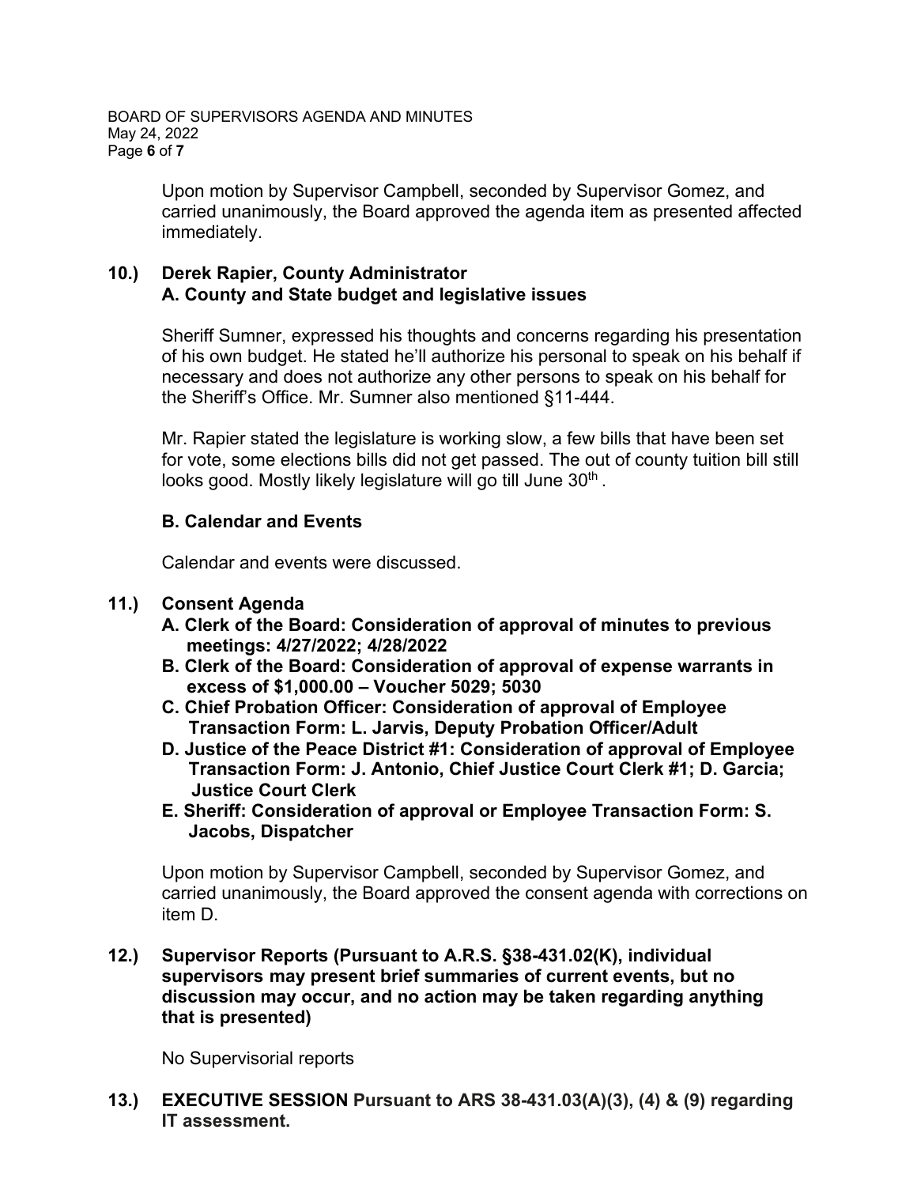Upon motion by Supervisor Campbell, seconded by Supervisor Gomez, and carried unanimously, the Board approved the agenda item as presented affected immediately.

**10.) Derek Rapier, County Administrator**
**A. County and State budget and legislative issues**

Sheriff Sumner, expressed his thoughts and concerns regarding his presentation of his own budget. He stated he'll authorize his personal to speak on his behalf if necessary and does not authorize any other persons to speak on his behalf for the Sheriff's Office. Mr. Sumner also mentioned §11-444.

Mr. Rapier stated the legislature is working slow, a few bills that have been set for vote, some elections bills did not get passed. The out of county tuition bill still looks good. Mostly likely legislature will go till June 30th.

**B. Calendar and Events**

Calendar and events were discussed.

**11.) Consent Agenda**

- **A. Clerk of the Board: Consideration of approval of minutes to previous meetings: 4/27/2022; 4/28/2022**
- **B. Clerk of the Board: Consideration of approval of expense warrants in excess of $1,000.00 – Voucher 5029; 5030**
- **C. Chief Probation Officer: Consideration of approval of Employee Transaction Form: L. Jarvis, Deputy Probation Officer/Adult**
- **D. Justice of the Peace District #1: Consideration of approval of Employee Transaction Form: J. Antonio, Chief Justice Court Clerk #1; D. Garcia; Justice Court Clerk**
- **E. Sheriff: Consideration of approval or Employee Transaction Form: S. Jacobs, Dispatcher**

Upon motion by Supervisor Campbell, seconded by Supervisor Gomez, and carried unanimously, the Board approved the consent agenda with corrections on item D.

**12.) Supervisor Reports (Pursuant to A.R.S. §38-431.02(K), individual supervisors may present brief summaries of current events, but no discussion may occur, and no action may be taken regarding anything that is presented)**

No Supervisorial reports

**13.) EXECUTIVE SESSION Pursuant to ARS 38-431.03(A)(3), (4) & (9) regarding IT assessment.**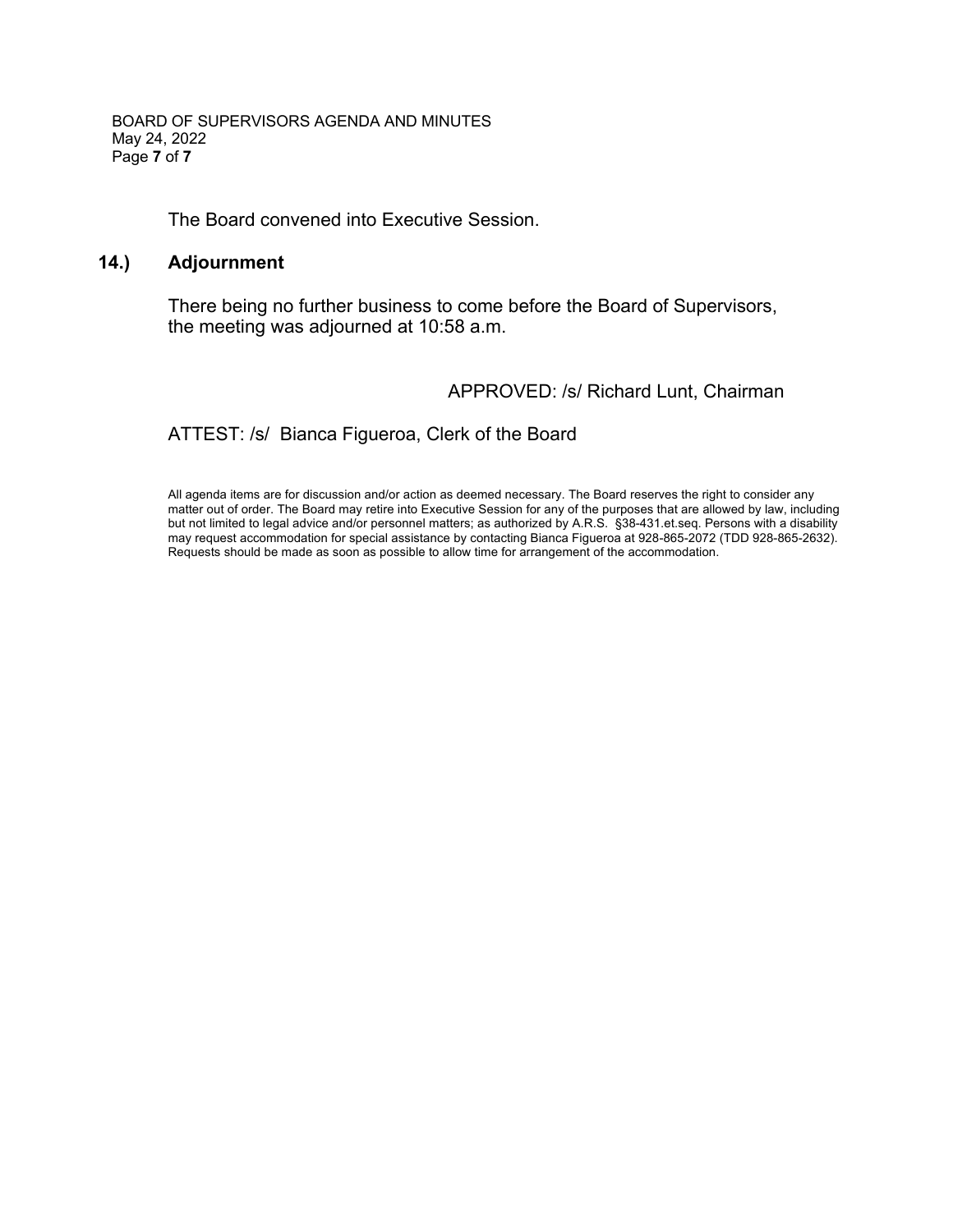The Board convened into Executive Session.

## 14.) Adjournment

There being no further business to come before the Board of Supervisors, the meeting was adjourned at 10:58 a.m.

APPROVED: /s/ Richard Lunt, Chairman

ATTEST: /s/ Bianca Figueroa, Clerk of the Board

All agenda items are for discussion and/or action as deemed necessary. The Board reserves the right to consider any matter out of order. The Board may retire into Executive Session for any of the purposes that are allowed by law, including but not limited to legal advice and/or personnel matters; as authorized by A.R.S. §38-431.et.seq. Persons with a disability may request accommodation for special assistance by contacting Bianca Figueroa at 928-865-2072 (TDD 928-865-2632). Requests should be made as soon as possible to allow time for arrangement of the accommodation.